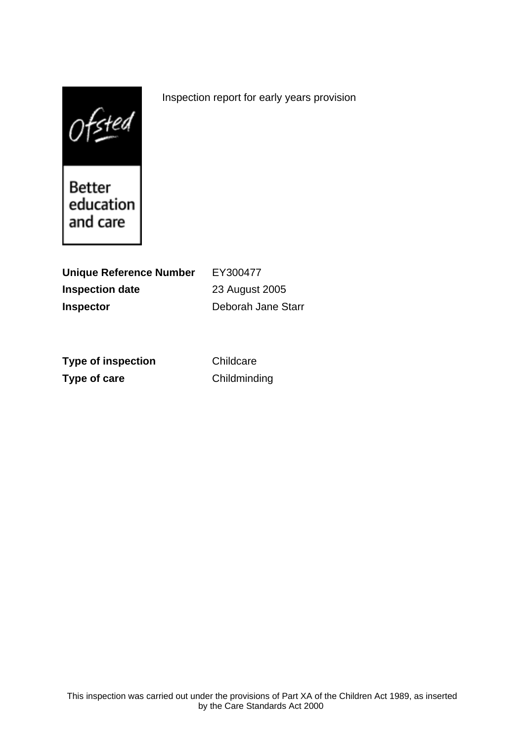Ofsted

Better education and care

Inspection report for early years provision

**Unique Reference Number** EY300477

**Inspection date** 23 August 2005

**Inspector** Deborah Jane Starr

**Type of inspection** Childcare

**Type of care** Childminding

This inspection was carried out under the provisions of Part XA of the Children Act 1989, as inserted by the Care Standards Act 2000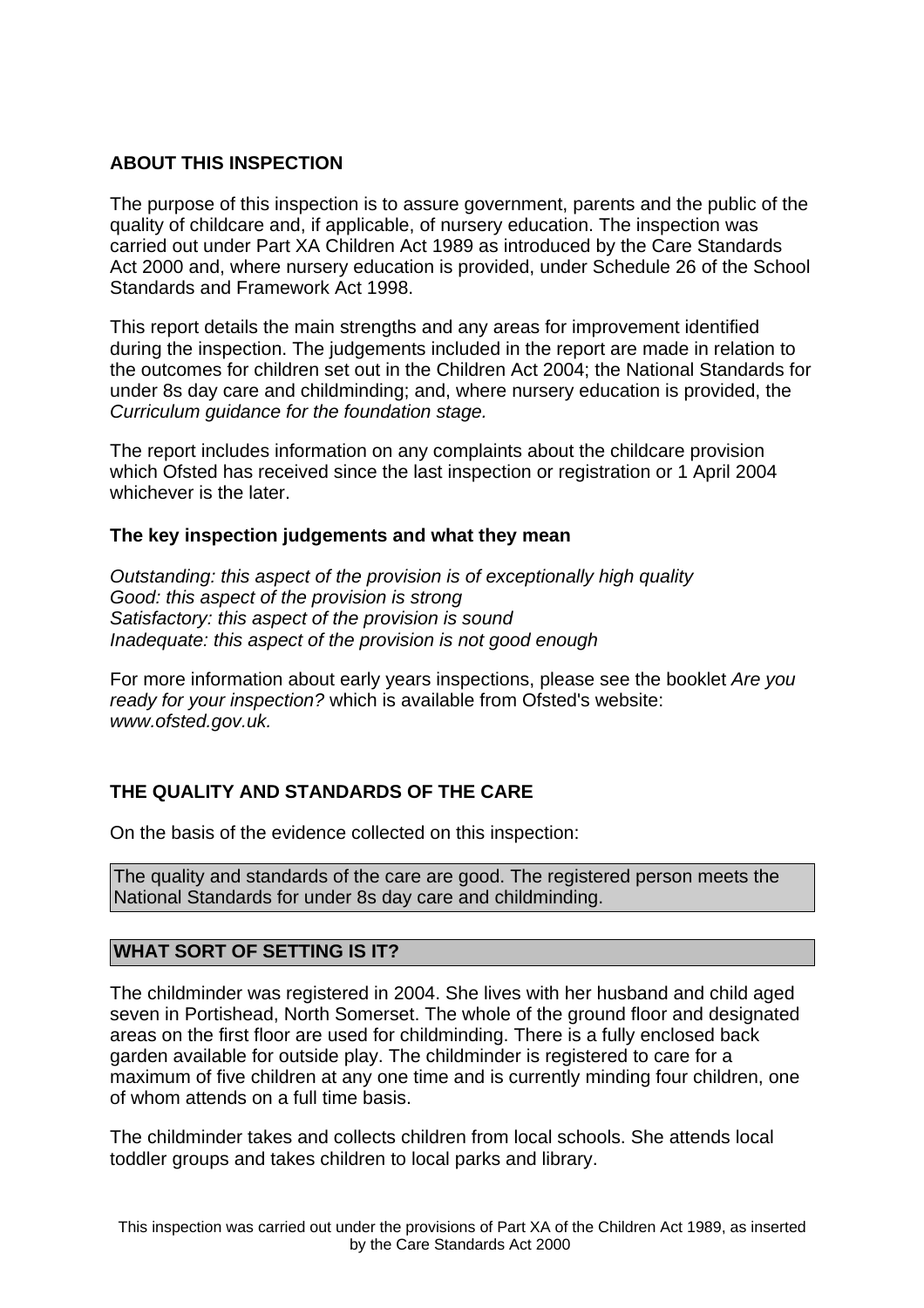## ABOUT THIS INSPECTION

The purpose of this inspection is to assure government, parents and the public of the quality of childcare and, if applicable, of nursery education. The inspection was carried out under Part XA Children Act 1989 as introduced by the Care Standards Act 2000 and, where nursery education is provided, under Schedule 26 of the School Standards and Framework Act 1998.

This report details the main strengths and any areas for improvement identified during the inspection. The judgements included in the report are made in relation to the outcomes for children set out in the Children Act 2004; the National Standards for under 8s day care and childminding; and, where nursery education is provided, the *Curriculum guidance for the foundation stage.*

The report includes information on any complaints about the childcare provision which Ofsted has received since the last inspection or registration or 1 April 2004 whichever is the later.

### The key inspection judgements and what they mean

*Outstanding: this aspect of the provision is of exceptionally high quality*
*Good: this aspect of the provision is strong*
*Satisfactory: this aspect of the provision is sound*
*Inadequate: this aspect of the provision is not good enough*

For more information about early years inspections, please see the booklet *Are you ready for your inspection?* which is available from Ofsted's website: *www.ofsted.gov.uk.*

## THE QUALITY AND STANDARDS OF THE CARE

On the basis of the evidence collected on this inspection:

The quality and standards of the care are good. The registered person meets the National Standards for under 8s day care and childminding.

## WHAT SORT OF SETTING IS IT?

The childminder was registered in 2004. She lives with her husband and child aged seven in Portishead, North Somerset. The whole of the ground floor and designated areas on the first floor are used for childminding. There is a fully enclosed back garden available for outside play. The childminder is registered to care for a maximum of five children at any one time and is currently minding four children, one of whom attends on a full time basis.

The childminder takes and collects children from local schools. She attends local toddler groups and takes children to local parks and library.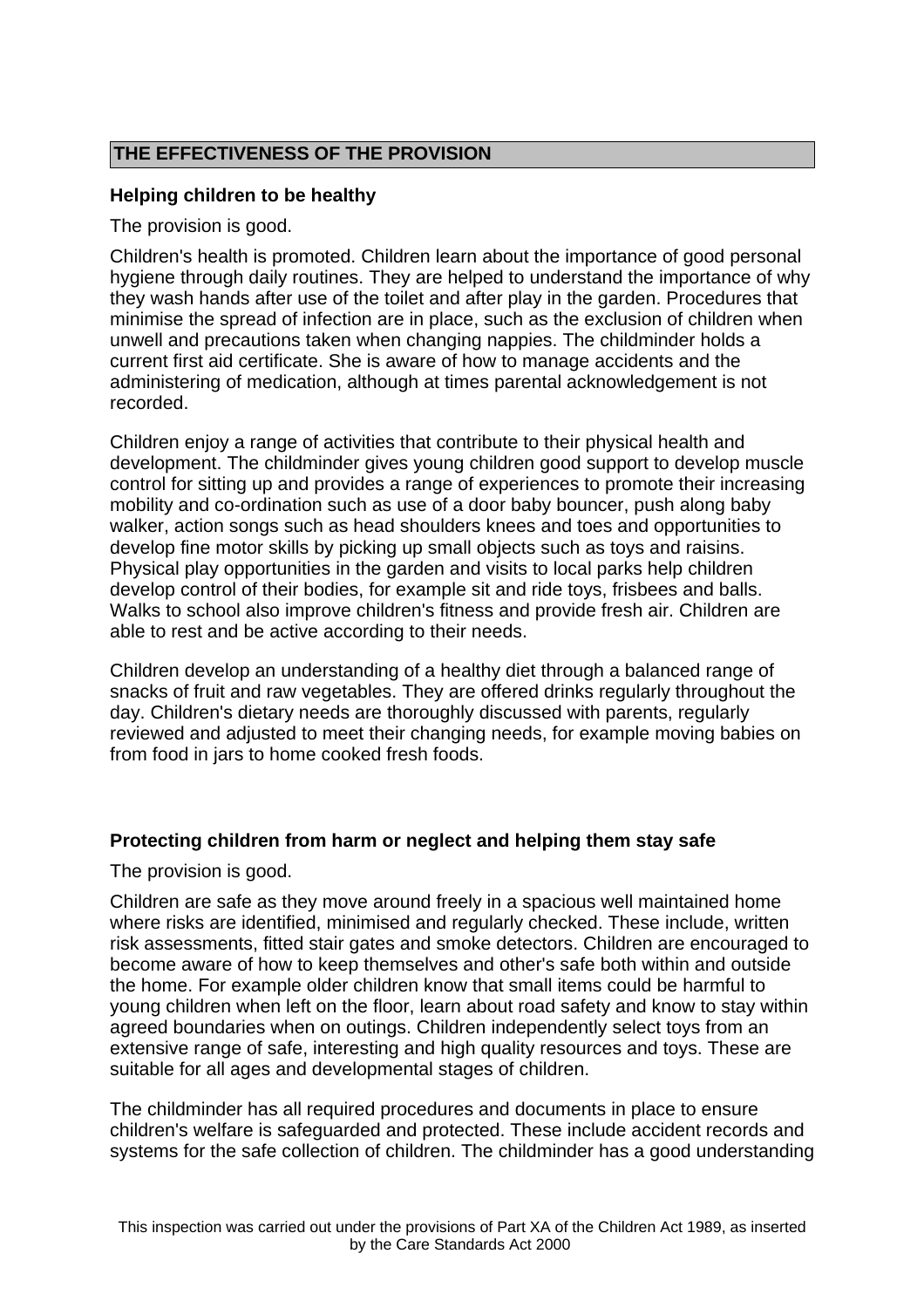## THE EFFECTIVENESS OF THE PROVISION

### Helping children to be healthy

The provision is good.

Children's health is promoted. Children learn about the importance of good personal hygiene through daily routines. They are helped to understand the importance of why they wash hands after use of the toilet and after play in the garden. Procedures that minimise the spread of infection are in place, such as the exclusion of children when unwell and precautions taken when changing nappies. The childminder holds a current first aid certificate. She is aware of how to manage accidents and the administering of medication, although at times parental acknowledgement is not recorded.

Children enjoy a range of activities that contribute to their physical health and development. The childminder gives young children good support to develop muscle control for sitting up and provides a range of experiences to promote their increasing mobility and co-ordination such as use of a door baby bouncer, push along baby walker, action songs such as head shoulders knees and toes and opportunities to develop fine motor skills by picking up small objects such as toys and raisins. Physical play opportunities in the garden and visits to local parks help children develop control of their bodies, for example sit and ride toys, frisbees and balls. Walks to school also improve children's fitness and provide fresh air. Children are able to rest and be active according to their needs.

Children develop an understanding of a healthy diet through a balanced range of snacks of fruit and raw vegetables. They are offered drinks regularly throughout the day. Children's dietary needs are thoroughly discussed with parents, regularly reviewed and adjusted to meet their changing needs, for example moving babies on from food in jars to home cooked fresh foods.

### Protecting children from harm or neglect and helping them stay safe

The provision is good.

Children are safe as they move around freely in a spacious well maintained home where risks are identified, minimised and regularly checked. These include, written risk assessments, fitted stair gates and smoke detectors. Children are encouraged to become aware of how to keep themselves and other's safe both within and outside the home. For example older children know that small items could be harmful to young children when left on the floor, learn about road safety and know to stay within agreed boundaries when on outings. Children independently select toys from an extensive range of safe, interesting and high quality resources and toys. These are suitable for all ages and developmental stages of children.

The childminder has all required procedures and documents in place to ensure children's welfare is safeguarded and protected. These include accident records and systems for the safe collection of children. The childminder has a good understanding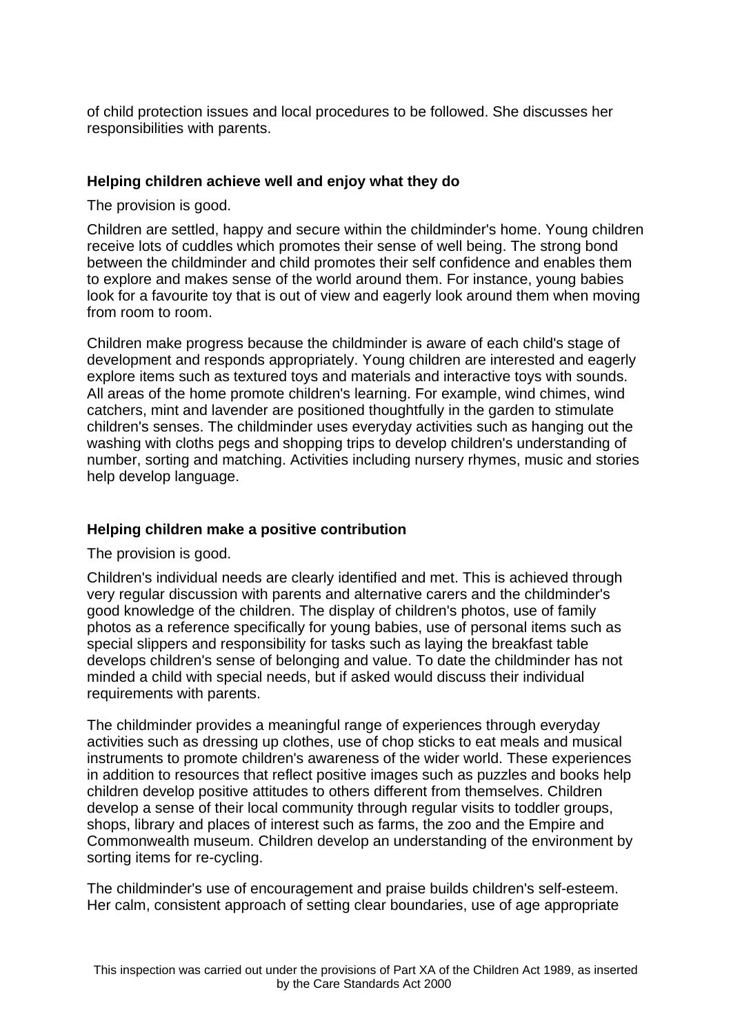of child protection issues and local procedures to be followed. She discusses her responsibilities with parents.

### Helping children achieve well and enjoy what they do

The provision is good.

Children are settled, happy and secure within the childminder's home. Young children receive lots of cuddles which promotes their sense of well being. The strong bond between the childminder and child promotes their self confidence and enables them to explore and makes sense of the world around them. For instance, young babies look for a favourite toy that is out of view and eagerly look around them when moving from room to room.

Children make progress because the childminder is aware of each child's stage of development and responds appropriately. Young children are interested and eagerly explore items such as textured toys and materials and interactive toys with sounds. All areas of the home promote children's learning. For example, wind chimes, wind catchers, mint and lavender are positioned thoughtfully in the garden to stimulate children's senses. The childminder uses everyday activities such as hanging out the washing with cloths pegs and shopping trips to develop children's understanding of number, sorting and matching. Activities including nursery rhymes, music and stories help develop language.

### Helping children make a positive contribution

The provision is good.

Children's individual needs are clearly identified and met. This is achieved through very regular discussion with parents and alternative carers and the childminder's good knowledge of the children. The display of children's photos, use of family photos as a reference specifically for young babies, use of personal items such as special slippers and responsibility for tasks such as laying the breakfast table develops children's sense of belonging and value. To date the childminder has not minded a child with special needs, but if asked would discuss their individual requirements with parents.

The childminder provides a meaningful range of experiences through everyday activities such as dressing up clothes, use of chop sticks to eat meals and musical instruments to promote children's awareness of the wider world. These experiences in addition to resources that reflect positive images such as puzzles and books help children develop positive attitudes to others different from themselves. Children develop a sense of their local community through regular visits to toddler groups, shops, library and places of interest such as farms, the zoo and the Empire and Commonwealth museum. Children develop an understanding of the environment by sorting items for re-cycling.

The childminder's use of encouragement and praise builds children's self-esteem. Her calm, consistent approach of setting clear boundaries, use of age appropriate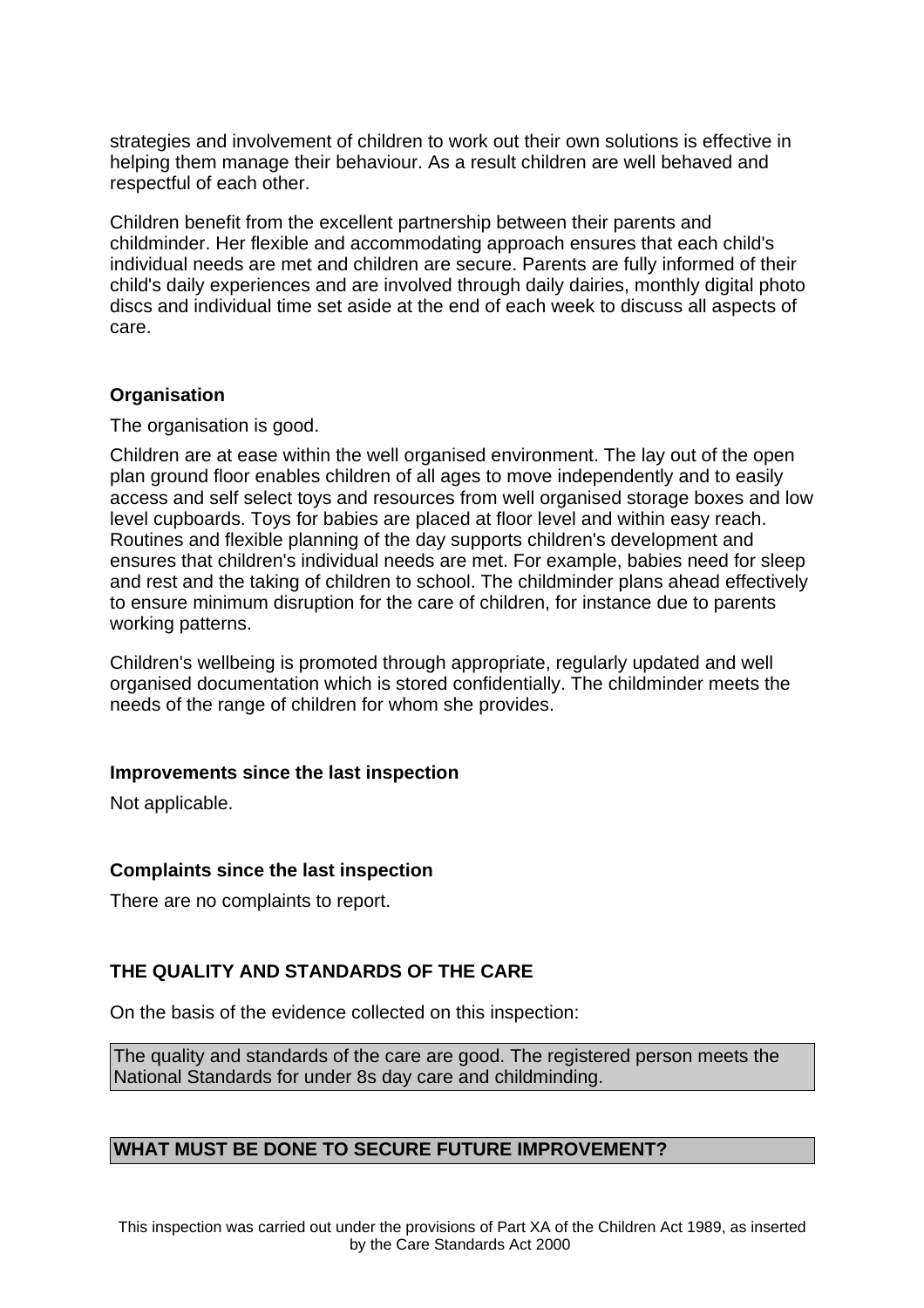strategies and involvement of children to work out their own solutions is effective in helping them manage their behaviour. As a result children are well behaved and respectful of each other.

Children benefit from the excellent partnership between their parents and childminder. Her flexible and accommodating approach ensures that each child's individual needs are met and children are secure. Parents are fully informed of their child's daily experiences and are involved through daily dairies, monthly digital photo discs and individual time set aside at the end of each week to discuss all aspects of care.

**Organisation**

The organisation is good.

Children are at ease within the well organised environment. The lay out of the open plan ground floor enables children of all ages to move independently and to easily access and self select toys and resources from well organised storage boxes and low level cupboards. Toys for babies are placed at floor level and within easy reach. Routines and flexible planning of the day supports children's development and ensures that children's individual needs are met. For example, babies need for sleep and rest and the taking of children to school. The childminder plans ahead effectively to ensure minimum disruption for the care of children, for instance due to parents working patterns.

Children's wellbeing is promoted through appropriate, regularly updated and well organised documentation which is stored confidentially. The childminder meets the needs of the range of children for whom she provides.

**Improvements since the last inspection**

Not applicable.

**Complaints since the last inspection**

There are no complaints to report.

**THE QUALITY AND STANDARDS OF THE CARE**

On the basis of the evidence collected on this inspection:

The quality and standards of the care are good. The registered person meets the National Standards for under 8s day care and childminding.

**WHAT MUST BE DONE TO SECURE FUTURE IMPROVEMENT?**

This inspection was carried out under the provisions of Part XA of the Children Act 1989, as inserted by the Care Standards Act 2000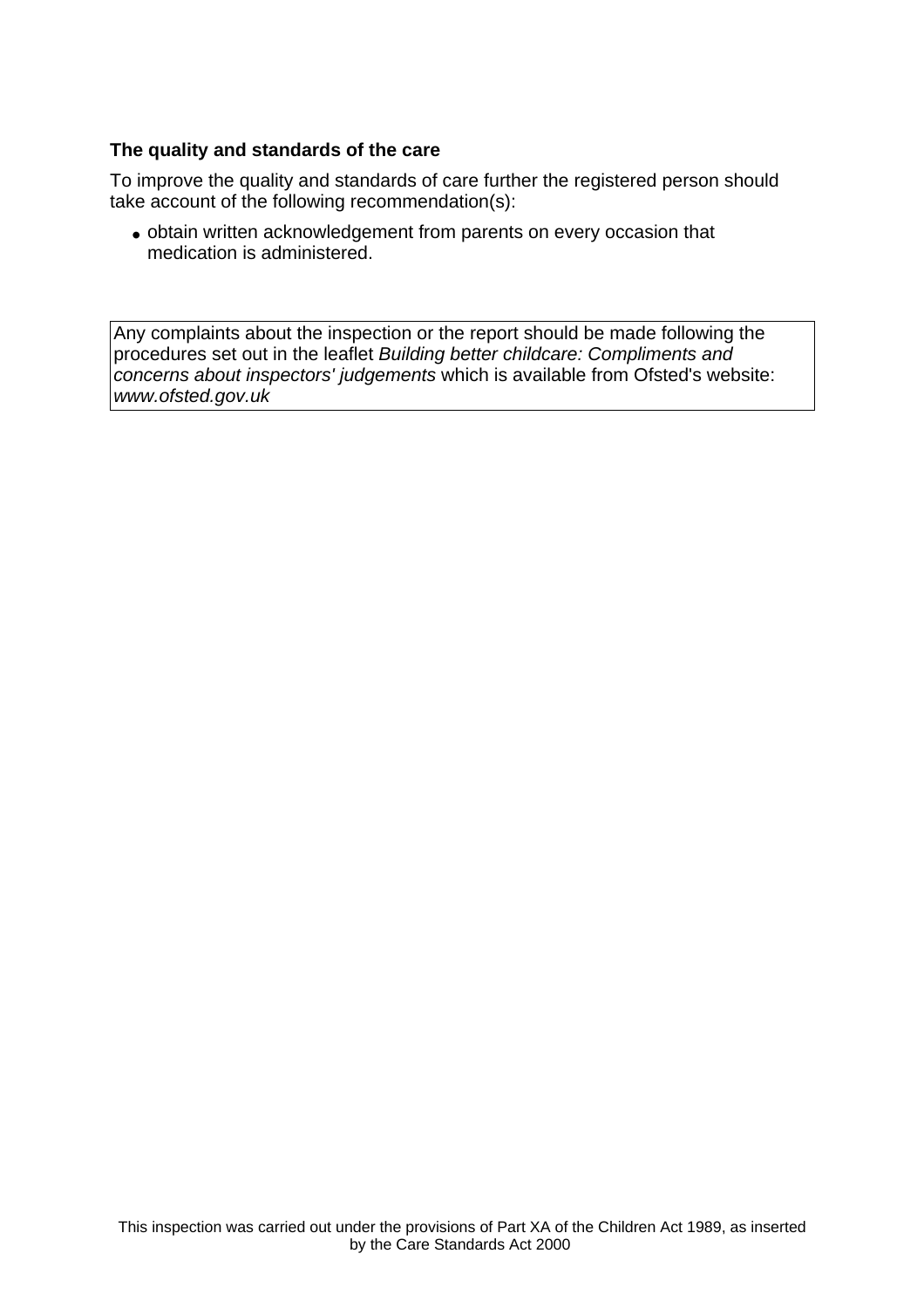### The quality and standards of the care

To improve the quality and standards of care further the registered person should take account of the following recommendation(s):

- obtain written acknowledgement from parents on every occasion that medication is administered.

Any complaints about the inspection or the report should be made following the procedures set out in the leaflet *Building better childcare: Compliments and concerns about inspectors' judgements* which is available from Ofsted's website: *www.ofsted.gov.uk*

This inspection was carried out under the provisions of Part XA of the Children Act 1989, as inserted by the Care Standards Act 2000